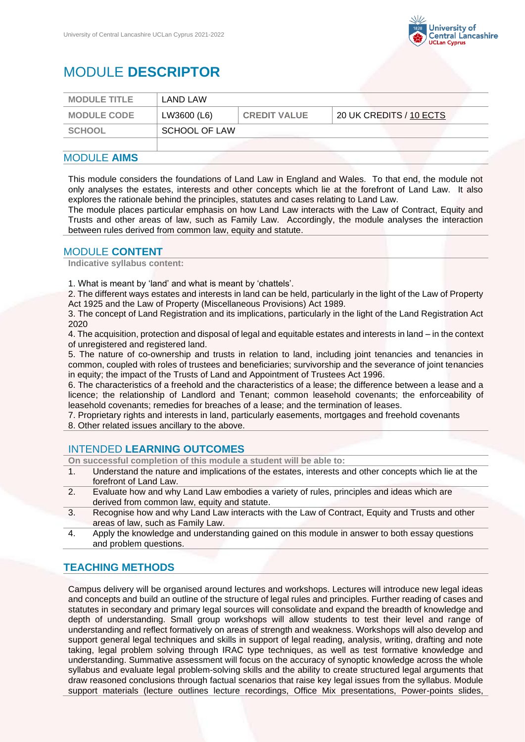# MODULE **DESCRIPTOR**

| MODULE TITLE | LAND LAW | | |
|---|---|---|---|
| MODULE CODE | LW3600 (L6) | CREDIT VALUE | 20 UK CREDITS / 10 ECTS |
| SCHOOL | SCHOOL OF LAW | | |
| | | | |

## MODULE **AIMS**

This module considers the foundations of Land Law in England and Wales. To that end, the module not only analyses the estates, interests and other concepts which lie at the forefront of Land Law. It also explores the rationale behind the principles, statutes and cases relating to Land Law.

The module places particular emphasis on how Land Law interacts with the Law of Contract, Equity and Trusts and other areas of law, such as Family Law. Accordingly, the module analyses the interaction between rules derived from common law, equity and statute.

## MODULE **CONTENT**

**Indicative syllabus content:**

1. What is meant by 'land' and what is meant by 'chattels'.
2. The different ways estates and interests in land can be held, particularly in the light of the Law of Property Act 1925 and the Law of Property (Miscellaneous Provisions) Act 1989.
3. The concept of Land Registration and its implications, particularly in the light of the Land Registration Act 2020
4. The acquisition, protection and disposal of legal and equitable estates and interests in land – in the context of unregistered and registered land.
5. The nature of co-ownership and trusts in relation to land, including joint tenancies and tenancies in common, coupled with roles of trustees and beneficiaries; survivorship and the severance of joint tenancies in equity; the impact of the Trusts of Land and Appointment of Trustees Act 1996.
6. The characteristics of a freehold and the characteristics of a lease; the difference between a lease and a licence; the relationship of Landlord and Tenant; common leasehold covenants; the enforceability of leasehold covenants; remedies for breaches of a lease; and the termination of leases.
7. Proprietary rights and interests in land, particularly easements, mortgages and freehold covenants
8. Other related issues ancillary to the above.

## INTENDED **LEARNING OUTCOMES**

**On successful completion of this module a student will be able to:**

1. Understand the nature and implications of the estates, interests and other concepts which lie at the forefront of Land Law.
2. Evaluate how and why Land Law embodies a variety of rules, principles and ideas which are derived from common law, equity and statute.
3. Recognise how and why Land Law interacts with the Law of Contract, Equity and Trusts and other areas of law, such as Family Law.
4. Apply the knowledge and understanding gained on this module in answer to both essay questions and problem questions.

## **TEACHING METHODS**

Campus delivery will be organised around lectures and workshops. Lectures will introduce new legal ideas and concepts and build an outline of the structure of legal rules and principles. Further reading of cases and statutes in secondary and primary legal sources will consolidate and expand the breadth of knowledge and depth of understanding. Small group workshops will allow students to test their level and range of understanding and reflect formatively on areas of strength and weakness. Workshops will also develop and support general legal techniques and skills in support of legal reading, analysis, writing, drafting and note taking, legal problem solving through IRAC type techniques, as well as test formative knowledge and understanding. Summative assessment will focus on the accuracy of synoptic knowledge across the whole syllabus and evaluate legal problem-solving skills and the ability to create structured legal arguments that draw reasoned conclusions through factual scenarios that raise key legal issues from the syllabus. Module support materials (lecture outlines lecture recordings, Office Mix presentations, Power-points slides,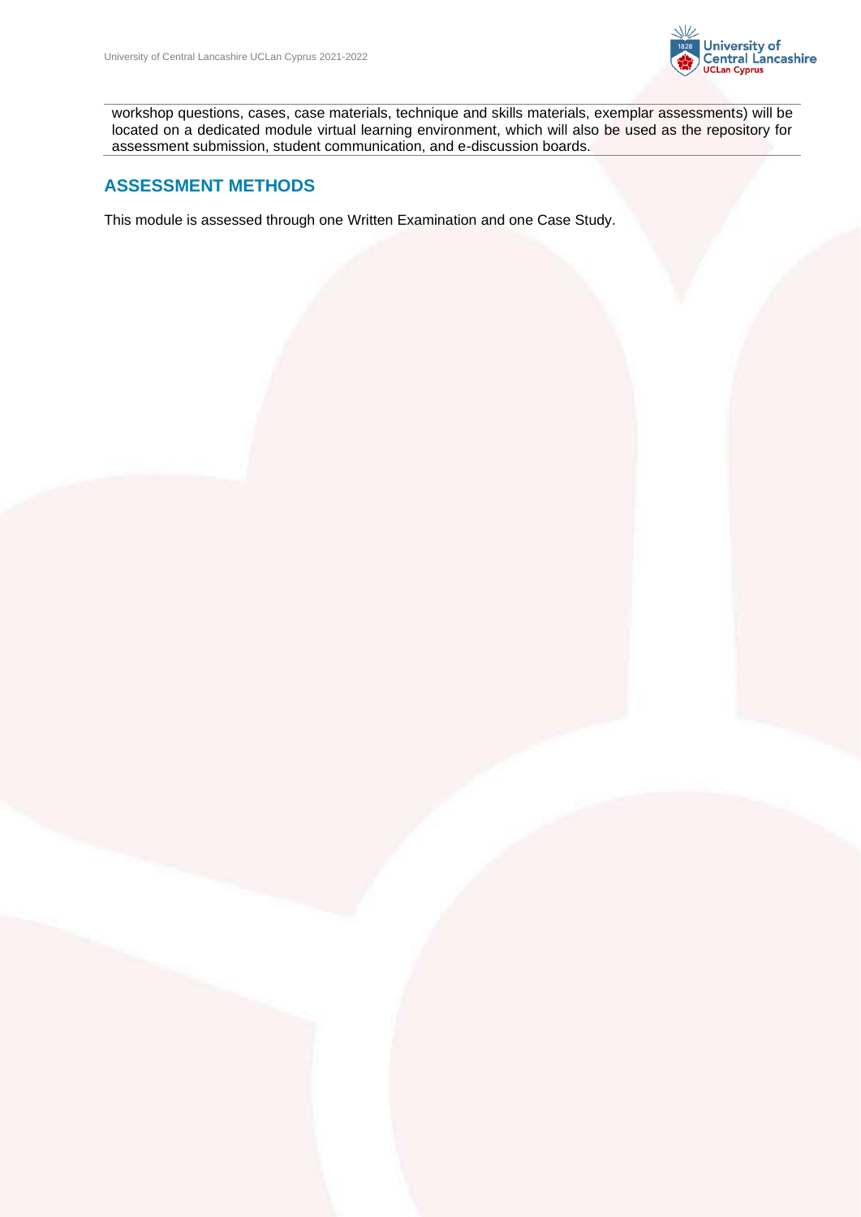workshop questions, cases, case materials, technique and skills materials, exemplar assessments) will be located on a dedicated module virtual learning environment, which will also be used as the repository for assessment submission, student communication, and e-discussion boards.

## ASSESSMENT METHODS

This module is assessed through one Written Examination and one Case Study.